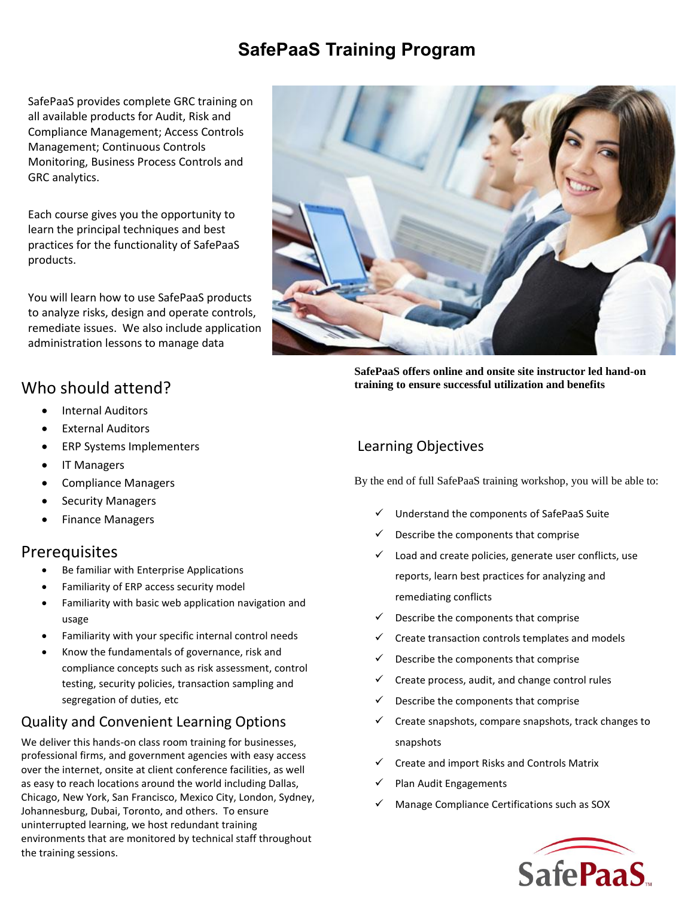# SafePaaS Training Program

SafePaaS provides complete GRC training on all available products for Audit, Risk and Compliance Management; Access Controls Management; Continuous Controls Monitoring, Business Process Controls and GRC analytics.

Each course gives you the opportunity to learn the principal techniques and best practices for the functionality of SafePaaS products.

You will learn how to use SafePaaS products to analyze risks, design and operate controls, remediate issues. We also include application administration lessons to manage data

**SafePaaS offers online and onsite site instructor led hand-on training to ensure successful utilization and benefits**

## Who should attend?

- Internal Auditors
- External Auditors
- ERP Systems Implementers
- IT Managers
- Compliance Managers
- Security Managers
- Finance Managers

## Prerequisites

- Be familiar with Enterprise Applications
- Familiarity of ERP access security model
- Familiarity with basic web application navigation and usage
- Familiarity with your specific internal control needs
- Know the fundamentals of governance, risk and compliance concepts such as risk assessment, control testing, security policies, transaction sampling and segregation of duties, etc

## Quality and Convenient Learning Options

We deliver this hands-on class room training for businesses, professional firms, and government agencies with easy access over the internet, onsite at client conference facilities, as well as easy to reach locations around the world including Dallas, Chicago, New York, San Francisco, Mexico City, London, Sydney, Johannesburg, Dubai, Toronto, and others. To ensure uninterrupted learning, we host redundant training environments that are monitored by technical staff throughout the training sessions.

## Learning Objectives

By the end of full SafePaaS training workshop, you will be able to:

- ✓ Understand the components of SafePaaS Suite
- ✓ Describe the components that comprise
- ✓ Load and create policies, generate user conflicts, use reports, learn best practices for analyzing and remediating conflicts
- ✓ Describe the components that comprise
- ✓ Create transaction controls templates and models
- ✓ Describe the components that comprise
- ✓ Create process, audit, and change control rules
- ✓ Describe the components that comprise
- ✓ Create snapshots, compare snapshots, track changes to snapshots
- ✓ Create and import Risks and Controls Matrix
- ✓ Plan Audit Engagements
- ✓ Manage Compliance Certifications such as SOX

SafePaaS™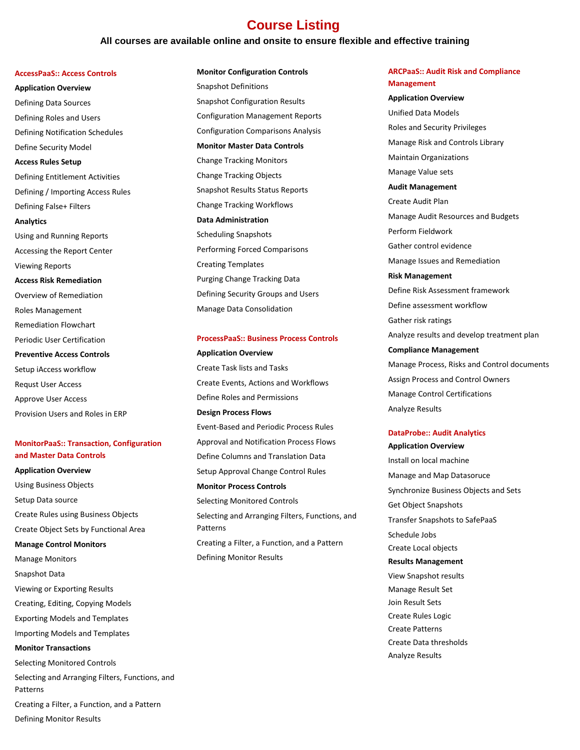# Course Listing

**All courses are available online and onsite to ensure flexible and effective training**

## AccessPaaS:: Access Controls

**Application Overview**

Defining Data Sources

Defining Roles and Users

Defining Notification Schedules

Define Security Model

**Access Rules Setup**

Defining Entitlement Activities

Defining / Importing Access Rules

Defining False+ Filters

**Analytics**

Using and Running Reports

Accessing the Report Center

Viewing Reports

**Access Risk Remediation**

Overview of Remediation

Roles Management

Remediation Flowchart

Periodic User Certification

**Preventive Access Controls**

Setup iAccess workflow

Requst User Access

Approve User Access

Provision Users and Roles in ERP

## MonitorPaaS:: Transaction, Configuration and Master Data Controls

**Application Overview**

Using Business Objects

Setup Data source

Create Rules using Business Objects

Create Object Sets by Functional Area

**Manage Control Monitors**

Manage Monitors

Snapshot Data

Viewing or Exporting Results

Creating, Editing, Copying Models

Exporting Models and Templates

Importing Models and Templates

**Monitor Transactions**

Selecting Monitored Controls

Selecting and Arranging Filters, Functions, and Patterns

Creating a Filter, a Function, and a Pattern

Defining Monitor Results

**Monitor Configuration Controls**

Snapshot Definitions

Snapshot Configuration Results

Configuration Management Reports

Configuration Comparisons Analysis

**Monitor Master Data Controls**

Change Tracking Monitors

Change Tracking Objects

Snapshot Results Status Reports

Change Tracking Workflows

**Data Administration**

Scheduling Snapshots

Performing Forced Comparisons

Creating Templates

Purging Change Tracking Data

Defining Security Groups and Users

Manage Data Consolidation

## ProcessPaaS:: Business Process Controls

**Application Overview**

Create Task lists and Tasks

Create Events, Actions and Workflows

Define Roles and Permissions

**Design Process Flows**

Event-Based and Periodic Process Rules

Approval and Notification Process Flows

Define Columns and Translation Data

Setup Approval Change Control Rules

**Monitor Process Controls**

Selecting Monitored Controls

Selecting and Arranging Filters, Functions, and Patterns

Creating a Filter, a Function, and a Pattern

Defining Monitor Results

## ARCPaaS:: Audit Risk and Compliance Management

**Application Overview**

Unified Data Models

Roles and Security Privileges

Manage Risk and Controls Library

Maintain Organizations

Manage Value sets

**Audit Management**

Create Audit Plan

Manage Audit Resources and Budgets

Perform Fieldwork

Gather control evidence

Manage Issues and Remediation

**Risk Management**

Define Risk Assessment framework

Define assessment workflow

Gather risk ratings

Analyze results and develop treatment plan

**Compliance Management**

Manage Process, Risks and Control documents

Assign Process and Control Owners

Manage Control Certifications

Analyze Results

## DataProbe:: Audit Analytics

**Application Overview**

Install on local machine

Manage and Map Datasoruce

Synchronize Business Objects and Sets

Get Object Snapshots

Transfer Snapshots to SafePaaS

Schedule Jobs

Create Local objects

**Results Management**

View Snapshot results

Manage Result Set

Join Result Sets

Create Rules Logic

Create Patterns

Create Data thresholds

Analyze Results